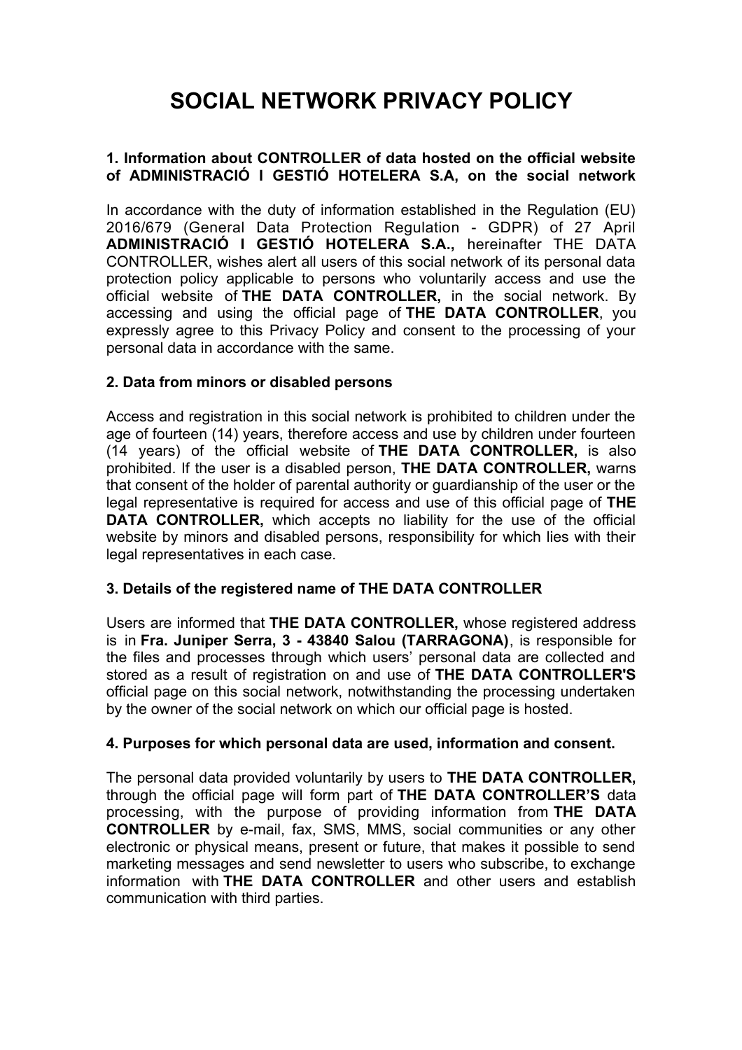# SOCIAL NETWORK PRIVACY POLICY

### 1. Information about CONTROLLER of data hosted on the official website of ADMINISTRACIÓ I GESTIÓ HOTELERA S.A, on the social network

In accordance with the duty of information established in the Regulation (EU) 2016/679 (General Data Protection Regulation - GDPR) of 27 April **ADMINISTRACIÓ I GESTIÓ HOTELERA S.A.,** hereinafter THE DATA CONTROLLER, wishes alert all users of this social network of its personal data protection policy applicable to persons who voluntarily access and use the official website of **THE DATA CONTROLLER,** in the social network. By accessing and using the official page of **THE DATA CONTROLLER**, you expressly agree to this Privacy Policy and consent to the processing of your personal data in accordance with the same.

### 2. Data from minors or disabled persons

Access and registration in this social network is prohibited to children under the age of fourteen (14) years, therefore access and use by children under fourteen (14 years) of the official website of **THE DATA CONTROLLER,** is also prohibited. If the user is a disabled person, **THE DATA CONTROLLER,** warns that consent of the holder of parental authority or guardianship of the user or the legal representative is required for access and use of this official page of **THE DATA CONTROLLER,** which accepts no liability for the use of the official website by minors and disabled persons, responsibility for which lies with their legal representatives in each case.

### 3. Details of the registered name of THE DATA CONTROLLER

Users are informed that **THE DATA CONTROLLER,** whose registered address is in **Fra. Juniper Serra, 3 - 43840 Salou (TARRAGONA)**, is responsible for the files and processes through which users' personal data are collected and stored as a result of registration on and use of **THE DATA CONTROLLER'S** official page on this social network, notwithstanding the processing undertaken by the owner of the social network on which our official page is hosted.

### 4. Purposes for which personal data are used, information and consent.

The personal data provided voluntarily by users to **THE DATA CONTROLLER,** through the official page will form part of **THE DATA CONTROLLER'S** data processing, with the purpose of providing information from **THE DATA CONTROLLER** by e-mail, fax, SMS, MMS, social communities or any other electronic or physical means, present or future, that makes it possible to send marketing messages and send newsletter to users who subscribe, to exchange information with **THE DATA CONTROLLER** and other users and establish communication with third parties.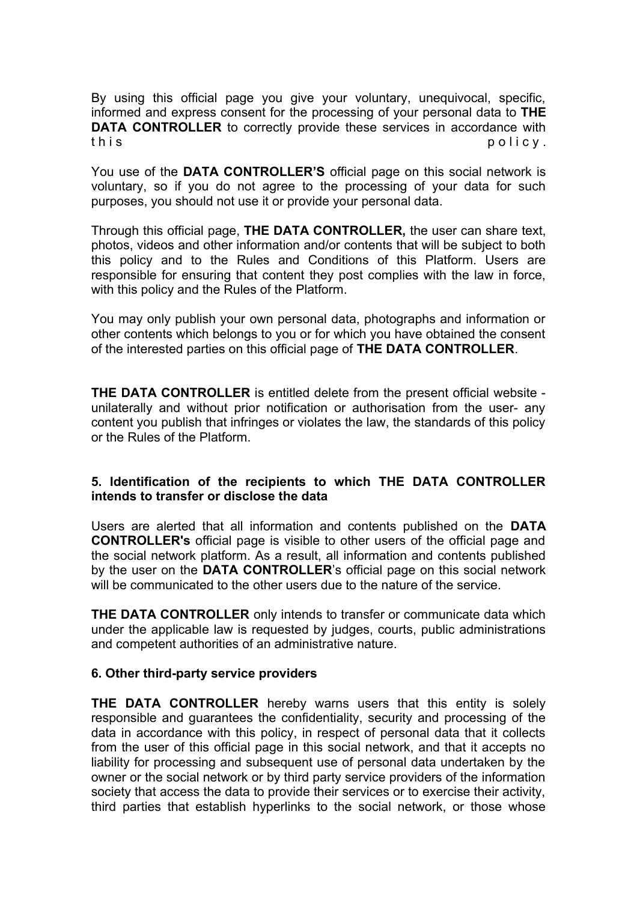By using this official page you give your voluntary, unequivocal, specific, informed and express consent for the processing of your personal data to **THE DATA CONTROLLER** to correctly provide these services in accordance with this policy.

You use of the **DATA CONTROLLER'S** official page on this social network is voluntary, so if you do not agree to the processing of your data for such purposes, you should not use it or provide your personal data.

Through this official page, **THE DATA CONTROLLER,** the user can share text, photos, videos and other information and/or contents that will be subject to both this policy and to the Rules and Conditions of this Platform. Users are responsible for ensuring that content they post complies with the law in force, with this policy and the Rules of the Platform.

You may only publish your own personal data, photographs and information or other contents which belongs to you or for which you have obtained the consent of the interested parties on this official page of **THE DATA CONTROLLER**.

**THE DATA CONTROLLER** is entitled delete from the present official website - unilaterally and without prior notification or authorisation from the user- any content you publish that infringes or violates the law, the standards of this policy or the Rules of the Platform.

## 5. Identification of the recipients to which THE DATA CONTROLLER intends to transfer or disclose the data

Users are alerted that all information and contents published on the **DATA CONTROLLER's** official page is visible to other users of the official page and the social network platform. As a result, all information and contents published by the user on the **DATA CONTROLLER**'s official page on this social network will be communicated to the other users due to the nature of the service.

**THE DATA CONTROLLER** only intends to transfer or communicate data which under the applicable law is requested by judges, courts, public administrations and competent authorities of an administrative nature.

## 6. Other third-party service providers

**THE DATA CONTROLLER** hereby warns users that this entity is solely responsible and guarantees the confidentiality, security and processing of the data in accordance with this policy, in respect of personal data that it collects from the user of this official page in this social network, and that it accepts no liability for processing and subsequent use of personal data undertaken by the owner or the social network or by third party service providers of the information society that access the data to provide their services or to exercise their activity, third parties that establish hyperlinks to the social network, or those whose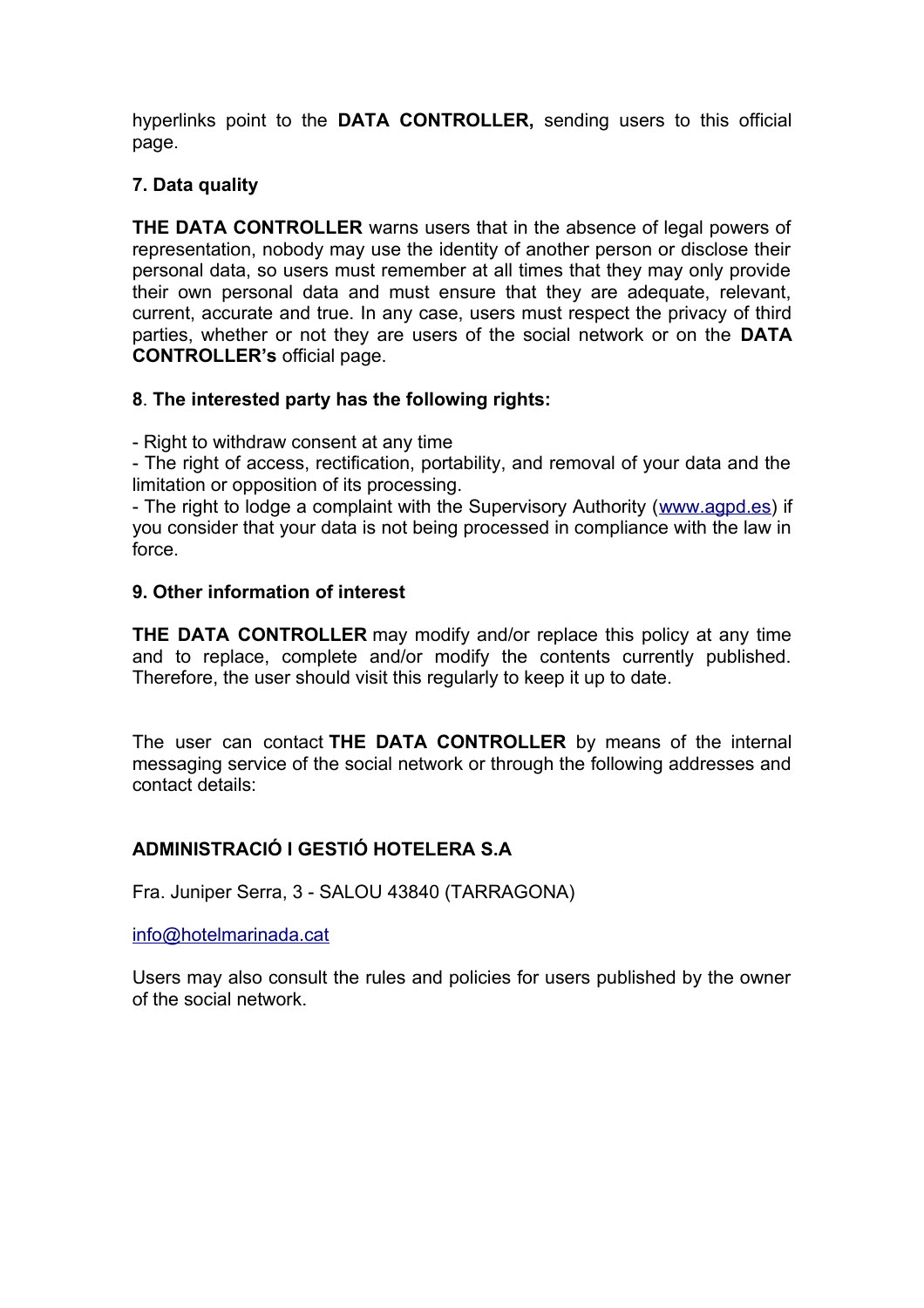hyperlinks point to the **DATA CONTROLLER,** sending users to this official page.

### 7. Data quality

**THE DATA CONTROLLER** warns users that in the absence of legal powers of representation, nobody may use the identity of another person or disclose their personal data, so users must remember at all times that they may only provide their own personal data and must ensure that they are adequate, relevant, current, accurate and true. In any case, users must respect the privacy of third parties, whether or not they are users of the social network or on the **DATA CONTROLLER's** official page.

### 8. The interested party has the following rights:

- Right to withdraw consent at any time
- The right of access, rectification, portability, and removal of your data and the limitation or opposition of its processing.
- The right to lodge a complaint with the Supervisory Authority (www.agpd.es) if you consider that your data is not being processed in compliance with the law in force.

### 9. Other information of interest

**THE DATA CONTROLLER** may modify and/or replace this policy at any time and to replace, complete and/or modify the contents currently published. Therefore, the user should visit this regularly to keep it up to date.

The user can contact **THE DATA CONTROLLER** by means of the internal messaging service of the social network or through the following addresses and contact details:

**ADMINISTRACIÓ I GESTIÓ HOTELERA S.A**

Fra. Juniper Serra, 3 - SALOU 43840 (TARRAGONA)

info@hotelmarinada.cat

Users may also consult the rules and policies for users published by the owner of the social network.